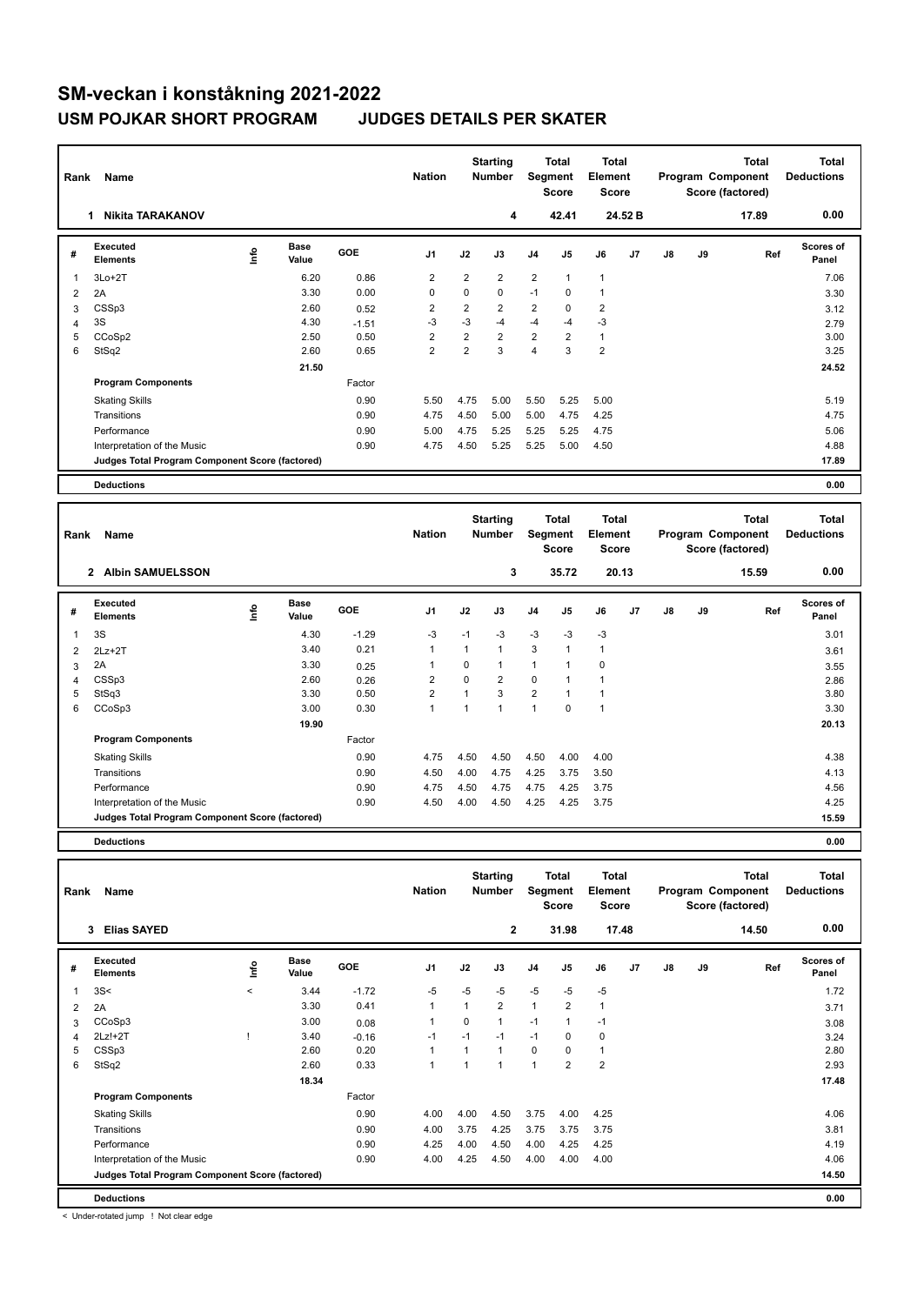# SM-veckan i konståkning 2021-2022

## USM POJKAR SHORT PROGRAM JUDGES DETAILS PER SKATER

| Rank | Name | Nation | Starting Number | Total Segment Score | Total Element Score | Total Program Component Score (factored) | Total Deductions |
|---|---|---|---|---|---|---|---|
| 1 | Nikita TARAKANOV | | 4 | 42.41 | 24.52 B | 17.89 | 0.00 |

| # | Executed Elements | Info | Base Value | GOE | J1 | J2 | J3 | J4 | J5 | J6 | J7 | J8 | J9 | Ref | Scores of Panel |
|---|---|---|---|---|---|---|---|---|---|---|---|---|---|---|---|
| 1 | 3Lo+2T | | 6.20 | 0.86 | 2 | 2 | 2 | 2 | 1 | 1 | | | | | 7.06 |
| 2 | 2A | | 3.30 | 0.00 | 0 | 0 | 0 | -1 | 0 | 1 | | | | | 3.30 |
| 3 | CSSp3 | | 2.60 | 0.52 | 2 | 2 | 2 | 2 | 0 | 2 | | | | | 3.12 |
| 4 | 3S | | 4.30 | -1.51 | -3 | -3 | -4 | -4 | -4 | -3 | | | | | 2.79 |
| 5 | CCoSp2 | | 2.50 | 0.50 | 2 | 2 | 2 | 2 | 2 | 1 | | | | | 3.00 |
| 6 | StSq2 | | 2.60 | 0.65 | 2 | 2 | 3 | 4 | 3 | 2 | | | | | 3.25 |
| | | | 21.50 | | | | | | | | | | | | 24.52 |
| | **Program Components** | | | Factor | | | | | | | | | | | |
| | Skating Skills | | | 0.90 | 5.50 | 4.75 | 5.00 | 5.50 | 5.25 | 5.00 | | | | | 5.19 |
| | Transitions | | | 0.90 | 4.75 | 4.50 | 5.00 | 5.00 | 4.75 | 4.25 | | | | | 4.75 |
| | Performance | | | 0.90 | 5.00 | 4.75 | 5.25 | 5.25 | 5.25 | 4.75 | | | | | 5.06 |
| | Interpretation of the Music | | | 0.90 | 4.75 | 4.50 | 5.25 | 5.25 | 5.00 | 4.50 | | | | | 4.88 |
| | **Judges Total Program Component Score (factored)** | | | | | | | | | | | | | | 17.89 |
| | **Deductions** | | | | | | | | | | | | | | 0.00 |

| Rank | Name | Nation | Starting Number | Total Segment Score | Total Element Score | Total Program Component Score (factored) | Total Deductions |
|---|---|---|---|---|---|---|---|
| 2 | Albin SAMUELSSON | | 3 | 35.72 | 20.13 | 15.59 | 0.00 |

| # | Executed Elements | Info | Base Value | GOE | J1 | J2 | J3 | J4 | J5 | J6 | J7 | J8 | J9 | Ref | Scores of Panel |
|---|---|---|---|---|---|---|---|---|---|---|---|---|---|---|---|
| 1 | 3S | | 4.30 | -1.29 | -3 | -1 | -3 | -3 | -3 | -3 | | | | | 3.01 |
| 2 | 2Lz+2T | | 3.40 | 0.21 | 1 | 1 | 1 | 3 | 1 | 1 | | | | | 3.61 |
| 3 | 2A | | 3.30 | 0.25 | 1 | 0 | 1 | 1 | 1 | 0 | | | | | 3.55 |
| 4 | CSSp3 | | 2.60 | 0.26 | 2 | 0 | 2 | 0 | 1 | 1 | | | | | 2.86 |
| 5 | StSq3 | | 3.30 | 0.50 | 2 | 1 | 3 | 2 | 1 | 1 | | | | | 3.80 |
| 6 | CCoSp3 | | 3.00 | 0.30 | 1 | 1 | 1 | 1 | 0 | 1 | | | | | 3.30 |
| | | | 19.90 | | | | | | | | | | | | 20.13 |
| | **Program Components** | | | Factor | | | | | | | | | | | |
| | Skating Skills | | | 0.90 | 4.75 | 4.50 | 4.50 | 4.50 | 4.00 | 4.00 | | | | | 4.38 |
| | Transitions | | | 0.90 | 4.50 | 4.00 | 4.75 | 4.25 | 3.75 | 3.50 | | | | | 4.13 |
| | Performance | | | 0.90 | 4.75 | 4.50 | 4.75 | 4.75 | 4.25 | 3.75 | | | | | 4.56 |
| | Interpretation of the Music | | | 0.90 | 4.50 | 4.00 | 4.50 | 4.25 | 4.25 | 3.75 | | | | | 4.25 |
| | **Judges Total Program Component Score (factored)** | | | | | | | | | | | | | | 15.59 |
| | **Deductions** | | | | | | | | | | | | | | 0.00 |

| Rank | Name | Nation | Starting Number | Total Segment Score | Total Element Score | Total Program Component Score (factored) | Total Deductions |
|---|---|---|---|---|---|---|---|
| 3 | Elias SAYED | | 2 | 31.98 | 17.48 | 14.50 | 0.00 |

| # | Executed Elements | Info | Base Value | GOE | J1 | J2 | J3 | J4 | J5 | J6 | J7 | J8 | J9 | Ref | Scores of Panel |
|---|---|---|---|---|---|---|---|---|---|---|---|---|---|---|---|
| 1 | 3S< | < | 3.44 | -1.72 | -5 | -5 | -5 | -5 | -5 | -5 | | | | | 1.72 |
| 2 | 2A | | 3.30 | 0.41 | 1 | 1 | 2 | 1 | 2 | 1 | | | | | 3.71 |
| 3 | CCoSp3 | | 3.00 | 0.08 | 1 | 0 | 1 | -1 | 1 | -1 | | | | | 3.08 |
| 4 | 2Lz!+2T | ! | 3.40 | -0.16 | -1 | -1 | -1 | -1 | 0 | 0 | | | | | 3.24 |
| 5 | CSSp3 | | 2.60 | 0.20 | 1 | 1 | 1 | 0 | 0 | 1 | | | | | 2.80 |
| 6 | StSq2 | | 2.60 | 0.33 | 1 | 1 | 1 | 1 | 2 | 2 | | | | | 2.93 |
| | | | 18.34 | | | | | | | | | | | | 17.48 |
| | **Program Components** | | | Factor | | | | | | | | | | | |
| | Skating Skills | | | 0.90 | 4.00 | 4.00 | 4.50 | 3.75 | 4.00 | 4.25 | | | | | 4.06 |
| | Transitions | | | 0.90 | 4.00 | 3.75 | 4.25 | 3.75 | 3.75 | 3.75 | | | | | 3.81 |
| | Performance | | | 0.90 | 4.25 | 4.00 | 4.50 | 4.00 | 4.25 | 4.25 | | | | | 4.19 |
| | Interpretation of the Music | | | 0.90 | 4.00 | 4.25 | 4.50 | 4.00 | 4.00 | 4.00 | | | | | 4.06 |
| | **Judges Total Program Component Score (factored)** | | | | | | | | | | | | | | 14.50 |
| | **Deductions** | | | | | | | | | | | | | | 0.00 |

< Under-rotated jump ! Not clear edge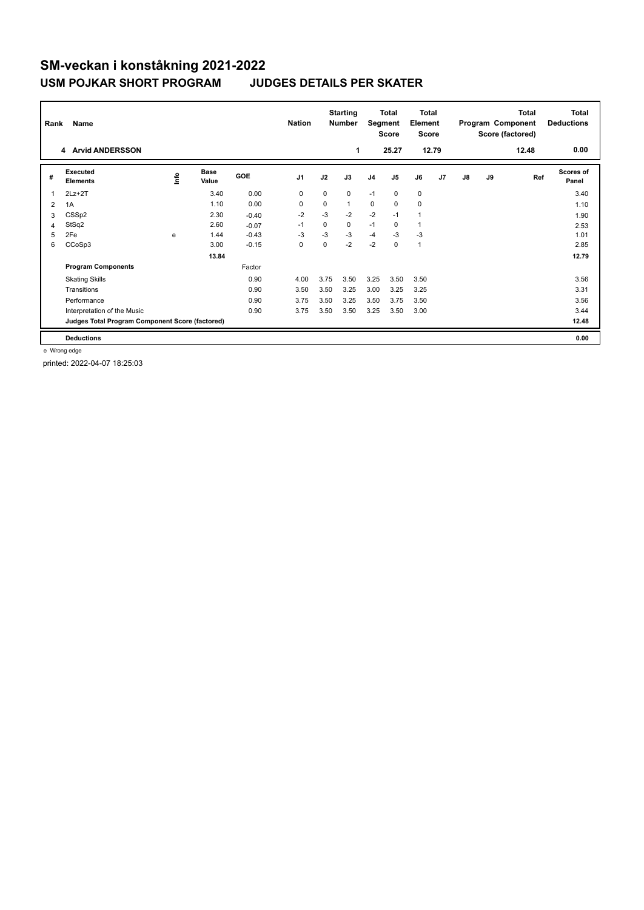# SM-veckan i konståkning 2021-2022

## USM POJKAR SHORT PROGRAM JUDGES DETAILS PER SKATER

| Rank | Name | Nation | Starting Number | Total Segment Score | Total Element Score | Total Program Component Score (factored) | Total Deductions |
|---|---|---|---|---|---|---|---|
| 4 | Arvid ANDERSSON | | 1 | 25.27 | 12.79 | 12.48 | 0.00 |

| # | Executed Elements | Info | Base Value | GOE | J1 | J2 | J3 | J4 | J5 | J6 | J7 | J8 | J9 | Ref | Scores of Panel |
|---|---|---|---|---|---|---|---|---|---|---|---|---|---|---|---|
| 1 | 2Lz+2T | | 3.40 | 0.00 | 0 | 0 | 0 | -1 | 0 | 0 | | | | | 3.40 |
| 2 | 1A | | 1.10 | 0.00 | 0 | 0 | 1 | 0 | 0 | 0 | | | | | 1.10 |
| 3 | CSSp2 | | 2.30 | -0.40 | -2 | -3 | -2 | -2 | -1 | 1 | | | | | 1.90 |
| 4 | StSq2 | | 2.60 | -0.07 | -1 | 0 | 0 | -1 | 0 | 1 | | | | | 2.53 |
| 5 | 2Fe | e | 1.44 | -0.43 | -3 | -3 | -3 | -4 | -3 | -3 | | | | | 1.01 |
| 6 | CCoSp3 | | 3.00 | -0.15 | 0 | 0 | -2 | -2 | 0 | 1 | | | | | 2.85 |
| | | | 13.84 | | | | | | | | | | | | 12.79 |
| | **Program Components** | | | Factor | | | | | | | | | | | |
| | Skating Skills | | | 0.90 | 4.00 | 3.75 | 3.50 | 3.25 | 3.50 | 3.50 | | | | | 3.56 |
| | Transitions | | | 0.90 | 3.50 | 3.50 | 3.25 | 3.00 | 3.25 | 3.25 | | | | | 3.31 |
| | Performance | | | 0.90 | 3.75 | 3.50 | 3.25 | 3.50 | 3.75 | 3.50 | | | | | 3.56 |
| | Interpretation of the Music | | | 0.90 | 3.75 | 3.50 | 3.50 | 3.25 | 3.50 | 3.00 | | | | | 3.44 |
| | **Judges Total Program Component Score (factored)** | | | | | | | | | | | | | | 12.48 |
| | **Deductions** | | | | | | | | | | | | | | 0.00 |

e Wrong edge

printed: 2022-04-07 18:25:03